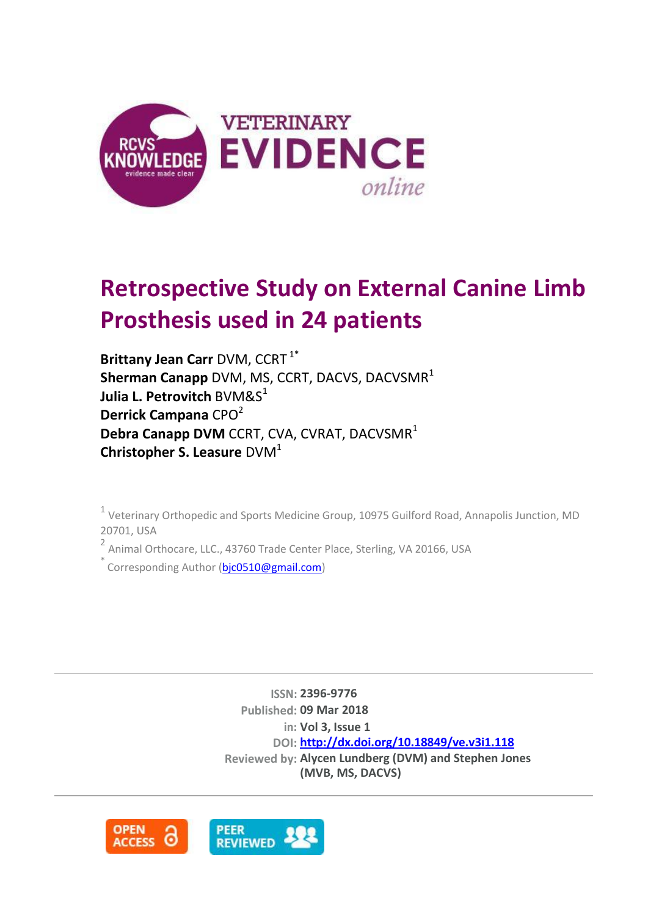# Retrospective Study on External Canine Limb Prosthesis used in 24 patients

**Brittany Jean Carr** DVM, CCRT [1*]
**Sherman Canapp** DVM, MS, CCRT, DACVS, DACVSMR [1]
**Julia L. Petrovitch** BVM&S [1]
**Derrick Campana** CPO [2]
**Debra Canapp DVM** CCRT, CVA, CVRAT, DACVSMR [1]
**Christopher S. Leasure** DVM [1]

[1] Veterinary Orthopedic and Sports Medicine Group, 10975 Guilford Road, Annapolis Junction, MD 20701, USA

[2] Animal Orthocare, LLC., 43760 Trade Center Place, Sterling, VA 20166, USA

[*] Corresponding Author (bjc0510@gmail.com)

ISSN: **2396-9776**
Published: **09 Mar 2018**
in: **Vol 3, Issue 1**
DOI: **http://dx.doi.org/10.18849/ve.v3i1.118**
Reviewed by: **Alycen Lundberg (DVM) and Stephen Jones (MVB, MS, DACVS)**

OPEN ACCESS

PEER REVIEWED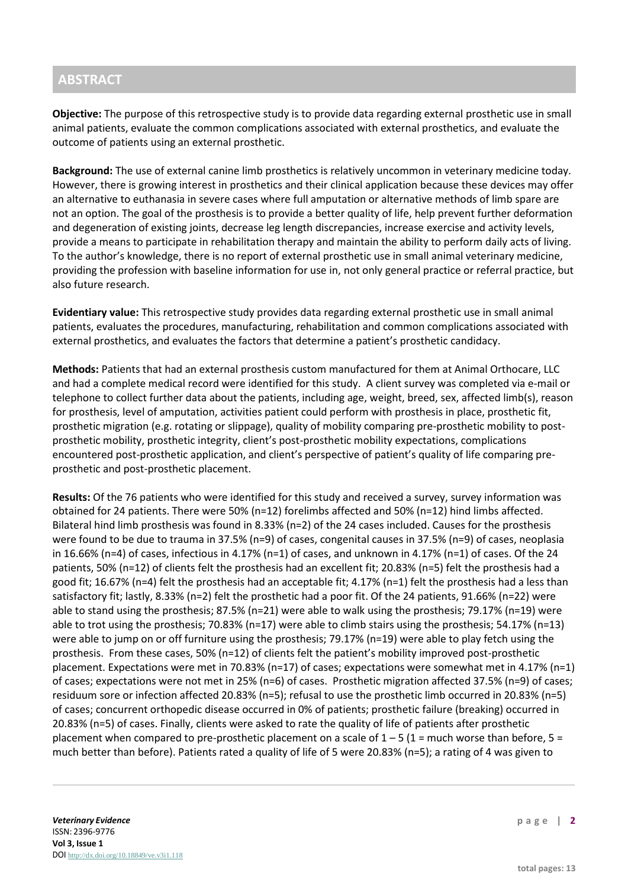## ABSTRACT

**Objective:** The purpose of this retrospective study is to provide data regarding external prosthetic use in small animal patients, evaluate the common complications associated with external prosthetics, and evaluate the outcome of patients using an external prosthetic.

**Background:** The use of external canine limb prosthetics is relatively uncommon in veterinary medicine today. However, there is growing interest in prosthetics and their clinical application because these devices may offer an alternative to euthanasia in severe cases where full amputation or alternative methods of limb spare are not an option. The goal of the prosthesis is to provide a better quality of life, help prevent further deformation and degeneration of existing joints, decrease leg length discrepancies, increase exercise and activity levels, provide a means to participate in rehabilitation therapy and maintain the ability to perform daily acts of living. To the author's knowledge, there is no report of external prosthetic use in small animal veterinary medicine, providing the profession with baseline information for use in, not only general practice or referral practice, but also future research.

**Evidentiary value:** This retrospective study provides data regarding external prosthetic use in small animal patients, evaluates the procedures, manufacturing, rehabilitation and common complications associated with external prosthetics, and evaluates the factors that determine a patient's prosthetic candidacy.

**Methods:** Patients that had an external prosthesis custom manufactured for them at Animal Orthocare, LLC and had a complete medical record were identified for this study. A client survey was completed via e-mail or telephone to collect further data about the patients, including age, weight, breed, sex, affected limb(s), reason for prosthesis, level of amputation, activities patient could perform with prosthesis in place, prosthetic fit, prosthetic migration (e.g. rotating or slippage), quality of mobility comparing pre-prosthetic mobility to post-prosthetic mobility, prosthetic integrity, client's post-prosthetic mobility expectations, complications encountered post-prosthetic application, and client's perspective of patient's quality of life comparing pre-prosthetic and post-prosthetic placement.

**Results:** Of the 76 patients who were identified for this study and received a survey, survey information was obtained for 24 patients. There were 50% (n=12) forelimbs affected and 50% (n=12) hind limbs affected. Bilateral hind limb prosthesis was found in 8.33% (n=2) of the 24 cases included. Causes for the prosthesis were found to be due to trauma in 37.5% (n=9) of cases, congenital causes in 37.5% (n=9) of cases, neoplasia in 16.66% (n=4) of cases, infectious in 4.17% (n=1) of cases, and unknown in 4.17% (n=1) of cases. Of the 24 patients, 50% (n=12) of clients felt the prosthesis had an excellent fit; 20.83% (n=5) felt the prosthesis had a good fit; 16.67% (n=4) felt the prosthesis had an acceptable fit; 4.17% (n=1) felt the prosthesis had a less than satisfactory fit; lastly, 8.33% (n=2) felt the prosthetic had a poor fit. Of the 24 patients, 91.66% (n=22) were able to stand using the prosthesis; 87.5% (n=21) were able to walk using the prosthesis; 79.17% (n=19) were able to trot using the prosthesis; 70.83% (n=17) were able to climb stairs using the prosthesis; 54.17% (n=13) were able to jump on or off furniture using the prosthesis; 79.17% (n=19) were able to play fetch using the prosthesis. From these cases, 50% (n=12) of clients felt the patient's mobility improved post-prosthetic placement. Expectations were met in 70.83% (n=17) of cases; expectations were somewhat met in 4.17% (n=1) of cases; expectations were not met in 25% (n=6) of cases. Prosthetic migration affected 37.5% (n=9) of cases; residuum sore or infection affected 20.83% (n=5); refusal to use the prosthetic limb occurred in 20.83% (n=5) of cases; concurrent orthopedic disease occurred in 0% of patients; prosthetic failure (breaking) occurred in 20.83% (n=5) of cases. Finally, clients were asked to rate the quality of life of patients after prosthetic placement when compared to pre-prosthetic placement on a scale of 1 – 5 (1 = much worse than before, 5 = much better than before). Patients rated a quality of life of 5 were 20.83% (n=5); a rating of 4 was given to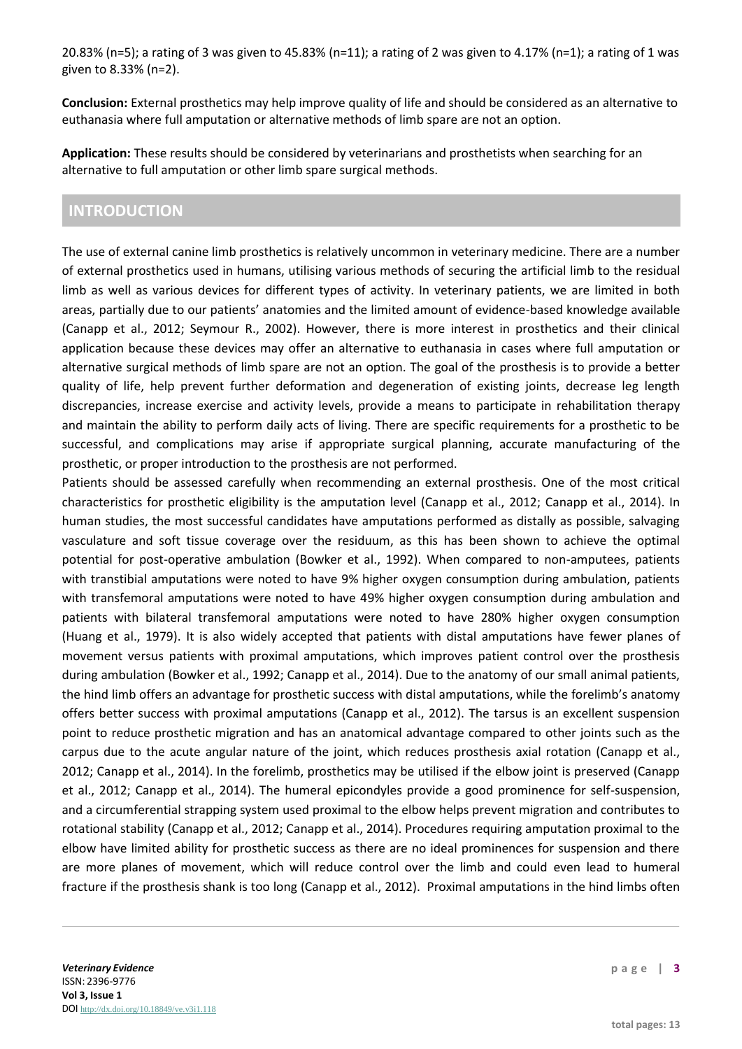20.83% (n=5); a rating of 3 was given to 45.83% (n=11); a rating of 2 was given to 4.17% (n=1); a rating of 1 was given to 8.33% (n=2).

**Conclusion:** External prosthetics may help improve quality of life and should be considered as an alternative to euthanasia where full amputation or alternative methods of limb spare are not an option.

**Application:** These results should be considered by veterinarians and prosthetists when searching for an alternative to full amputation or other limb spare surgical methods.

## INTRODUCTION

The use of external canine limb prosthetics is relatively uncommon in veterinary medicine. There are a number of external prosthetics used in humans, utilising various methods of securing the artificial limb to the residual limb as well as various devices for different types of activity. In veterinary patients, we are limited in both areas, partially due to our patients' anatomies and the limited amount of evidence-based knowledge available (Canapp et al., 2012; Seymour R., 2002). However, there is more interest in prosthetics and their clinical application because these devices may offer an alternative to euthanasia in cases where full amputation or alternative surgical methods of limb spare are not an option. The goal of the prosthesis is to provide a better quality of life, help prevent further deformation and degeneration of existing joints, decrease leg length discrepancies, increase exercise and activity levels, provide a means to participate in rehabilitation therapy and maintain the ability to perform daily acts of living. There are specific requirements for a prosthetic to be successful, and complications may arise if appropriate surgical planning, accurate manufacturing of the prosthetic, or proper introduction to the prosthesis are not performed.

Patients should be assessed carefully when recommending an external prosthesis. One of the most critical characteristics for prosthetic eligibility is the amputation level (Canapp et al., 2012; Canapp et al., 2014). In human studies, the most successful candidates have amputations performed as distally as possible, salvaging vasculature and soft tissue coverage over the residuum, as this has been shown to achieve the optimal potential for post-operative ambulation (Bowker et al., 1992). When compared to non-amputees, patients with transtibial amputations were noted to have 9% higher oxygen consumption during ambulation, patients with transfemoral amputations were noted to have 49% higher oxygen consumption during ambulation and patients with bilateral transfemoral amputations were noted to have 280% higher oxygen consumption (Huang et al., 1979). It is also widely accepted that patients with distal amputations have fewer planes of movement versus patients with proximal amputations, which improves patient control over the prosthesis during ambulation (Bowker et al., 1992; Canapp et al., 2014). Due to the anatomy of our small animal patients, the hind limb offers an advantage for prosthetic success with distal amputations, while the forelimb's anatomy offers better success with proximal amputations (Canapp et al., 2012). The tarsus is an excellent suspension point to reduce prosthetic migration and has an anatomical advantage compared to other joints such as the carpus due to the acute angular nature of the joint, which reduces prosthesis axial rotation (Canapp et al., 2012; Canapp et al., 2014). In the forelimb, prosthetics may be utilised if the elbow joint is preserved (Canapp et al., 2012; Canapp et al., 2014). The humeral epicondyles provide a good prominence for self-suspension, and a circumferential strapping system used proximal to the elbow helps prevent migration and contributes to rotational stability (Canapp et al., 2012; Canapp et al., 2014). Procedures requiring amputation proximal to the elbow have limited ability for prosthetic success as there are no ideal prominences for suspension and there are more planes of movement, which will reduce control over the limb and could even lead to humeral fracture if the prosthesis shank is too long (Canapp et al., 2012). Proximal amputations in the hind limbs often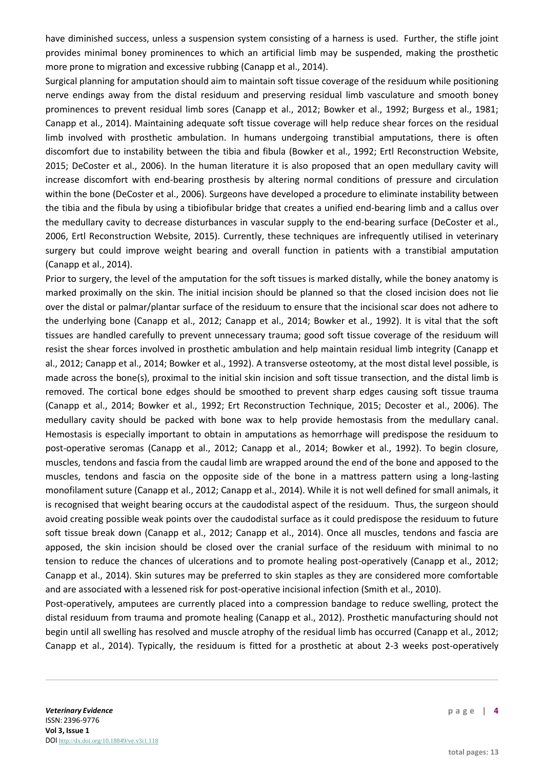have diminished success, unless a suspension system consisting of a harness is used. Further, the stifle joint provides minimal boney prominences to which an artificial limb may be suspended, making the prosthetic more prone to migration and excessive rubbing (Canapp et al., 2014).

Surgical planning for amputation should aim to maintain soft tissue coverage of the residuum while positioning nerve endings away from the distal residuum and preserving residual limb vasculature and smooth boney prominences to prevent residual limb sores (Canapp et al., 2012; Bowker et al., 1992; Burgess et al., 1981; Canapp et al., 2014). Maintaining adequate soft tissue coverage will help reduce shear forces on the residual limb involved with prosthetic ambulation. In humans undergoing transtibial amputations, there is often discomfort due to instability between the tibia and fibula (Bowker et al., 1992; Ertl Reconstruction Website, 2015; DeCoster et al., 2006). In the human literature it is also proposed that an open medullary cavity will increase discomfort with end-bearing prosthesis by altering normal conditions of pressure and circulation within the bone (DeCoster et al., 2006). Surgeons have developed a procedure to eliminate instability between the tibia and the fibula by using a tibiofibular bridge that creates a unified end-bearing limb and a callus over the medullary cavity to decrease disturbances in vascular supply to the end-bearing surface (DeCoster et al., 2006, Ertl Reconstruction Website, 2015). Currently, these techniques are infrequently utilised in veterinary surgery but could improve weight bearing and overall function in patients with a transtibial amputation (Canapp et al., 2014).

Prior to surgery, the level of the amputation for the soft tissues is marked distally, while the boney anatomy is marked proximally on the skin. The initial incision should be planned so that the closed incision does not lie over the distal or palmar/plantar surface of the residuum to ensure that the incisional scar does not adhere to the underlying bone (Canapp et al., 2012; Canapp et al., 2014; Bowker et al., 1992). It is vital that the soft tissues are handled carefully to prevent unnecessary trauma; good soft tissue coverage of the residuum will resist the shear forces involved in prosthetic ambulation and help maintain residual limb integrity (Canapp et al., 2012; Canapp et al., 2014; Bowker et al., 1992). A transverse osteotomy, at the most distal level possible, is made across the bone(s), proximal to the initial skin incision and soft tissue transection, and the distal limb is removed. The cortical bone edges should be smoothed to prevent sharp edges causing soft tissue trauma (Canapp et al., 2014; Bowker et al., 1992; Ert Reconstruction Technique, 2015; Decoster et al., 2006). The medullary cavity should be packed with bone wax to help provide hemostasis from the medullary canal. Hemostasis is especially important to obtain in amputations as hemorrhage will predispose the residuum to post-operative seromas (Canapp et al., 2012; Canapp et al., 2014; Bowker et al., 1992). To begin closure, muscles, tendons and fascia from the caudal limb are wrapped around the end of the bone and apposed to the muscles, tendons and fascia on the opposite side of the bone in a mattress pattern using a long-lasting monofilament suture (Canapp et al., 2012; Canapp et al., 2014). While it is not well defined for small animals, it is recognised that weight bearing occurs at the caudodistal aspect of the residuum. Thus, the surgeon should avoid creating possible weak points over the caudodistal surface as it could predispose the residuum to future soft tissue break down (Canapp et al., 2012; Canapp et al., 2014). Once all muscles, tendons and fascia are apposed, the skin incision should be closed over the cranial surface of the residuum with minimal to no tension to reduce the chances of ulcerations and to promote healing post-operatively (Canapp et al., 2012; Canapp et al., 2014). Skin sutures may be preferred to skin staples as they are considered more comfortable and are associated with a lessened risk for post-operative incisional infection (Smith et al., 2010).

Post-operatively, amputees are currently placed into a compression bandage to reduce swelling, protect the distal residuum from trauma and promote healing (Canapp et al., 2012). Prosthetic manufacturing should not begin until all swelling has resolved and muscle atrophy of the residual limb has occurred (Canapp et al., 2012; Canapp et al., 2014). Typically, the residuum is fitted for a prosthetic at about 2-3 weeks post-operatively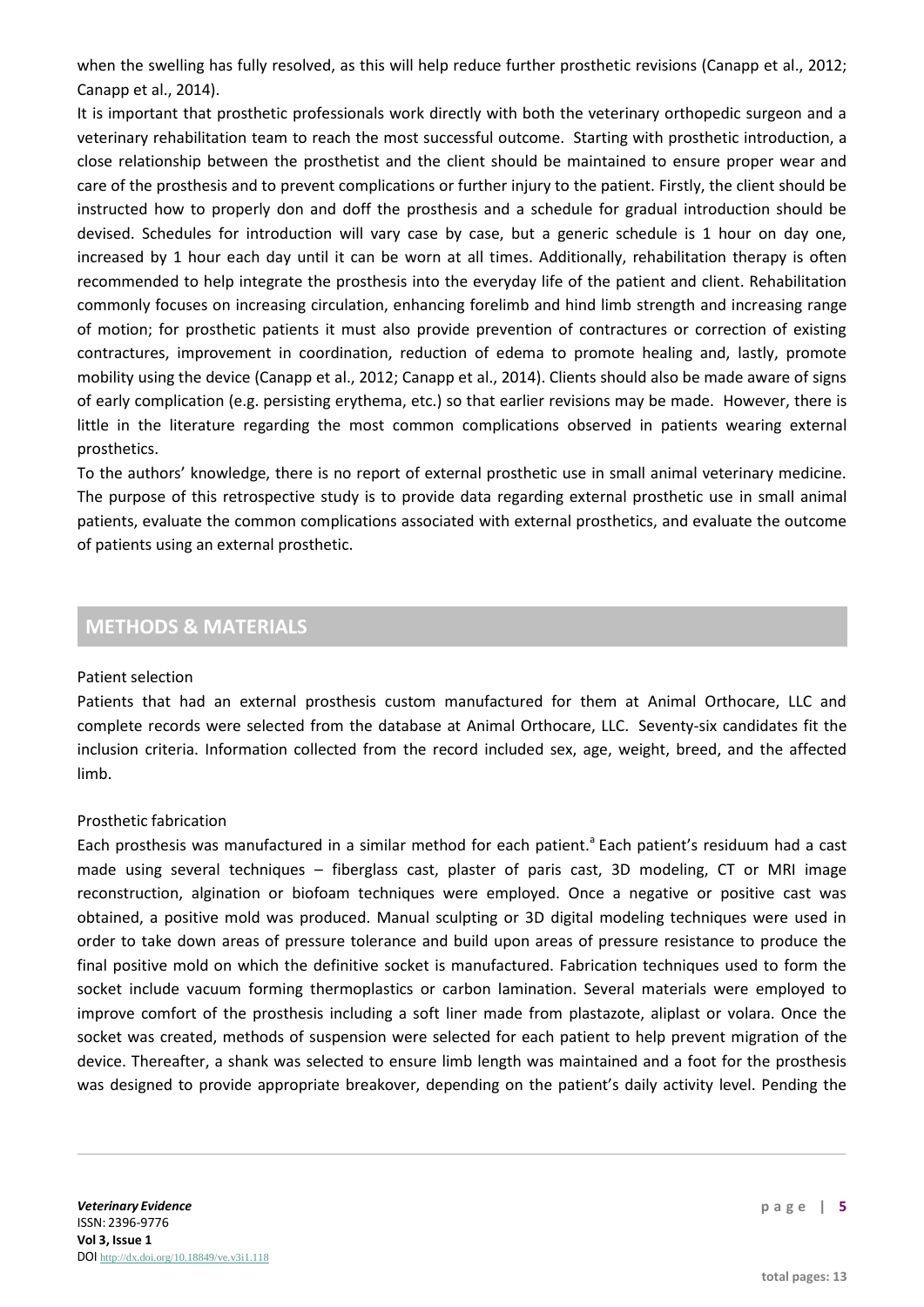when the swelling has fully resolved, as this will help reduce further prosthetic revisions (Canapp et al., 2012; Canapp et al., 2014).

It is important that prosthetic professionals work directly with both the veterinary orthopedic surgeon and a veterinary rehabilitation team to reach the most successful outcome. Starting with prosthetic introduction, a close relationship between the prosthetist and the client should be maintained to ensure proper wear and care of the prosthesis and to prevent complications or further injury to the patient. Firstly, the client should be instructed how to properly don and doff the prosthesis and a schedule for gradual introduction should be devised. Schedules for introduction will vary case by case, but a generic schedule is 1 hour on day one, increased by 1 hour each day until it can be worn at all times. Additionally, rehabilitation therapy is often recommended to help integrate the prosthesis into the everyday life of the patient and client. Rehabilitation commonly focuses on increasing circulation, enhancing forelimb and hind limb strength and increasing range of motion; for prosthetic patients it must also provide prevention of contractures or correction of existing contractures, improvement in coordination, reduction of edema to promote healing and, lastly, promote mobility using the device (Canapp et al., 2012; Canapp et al., 2014). Clients should also be made aware of signs of early complication (e.g. persisting erythema, etc.) so that earlier revisions may be made. However, there is little in the literature regarding the most common complications observed in patients wearing external prosthetics.

To the authors' knowledge, there is no report of external prosthetic use in small animal veterinary medicine. The purpose of this retrospective study is to provide data regarding external prosthetic use in small animal patients, evaluate the common complications associated with external prosthetics, and evaluate the outcome of patients using an external prosthetic.

## METHODS & MATERIALS

### Patient selection

Patients that had an external prosthesis custom manufactured for them at Animal Orthocare, LLC and complete records were selected from the database at Animal Orthocare, LLC. Seventy-six candidates fit the inclusion criteria. Information collected from the record included sex, age, weight, breed, and the affected limb.

### Prosthetic fabrication

Each prosthesis was manufactured in a similar method for each patient.[a] Each patient's residuum had a cast made using several techniques – fiberglass cast, plaster of paris cast, 3D modeling, CT or MRI image reconstruction, algination or biofoam techniques were employed. Once a negative or positive cast was obtained, a positive mold was produced. Manual sculpting or 3D digital modeling techniques were used in order to take down areas of pressure tolerance and build upon areas of pressure resistance to produce the final positive mold on which the definitive socket is manufactured. Fabrication techniques used to form the socket include vacuum forming thermoplastics or carbon lamination. Several materials were employed to improve comfort of the prosthesis including a soft liner made from plastazote, aliplast or volara. Once the socket was created, methods of suspension were selected for each patient to help prevent migration of the device. Thereafter, a shank was selected to ensure limb length was maintained and a foot for the prosthesis was designed to provide appropriate breakover, depending on the patient's daily activity level. Pending the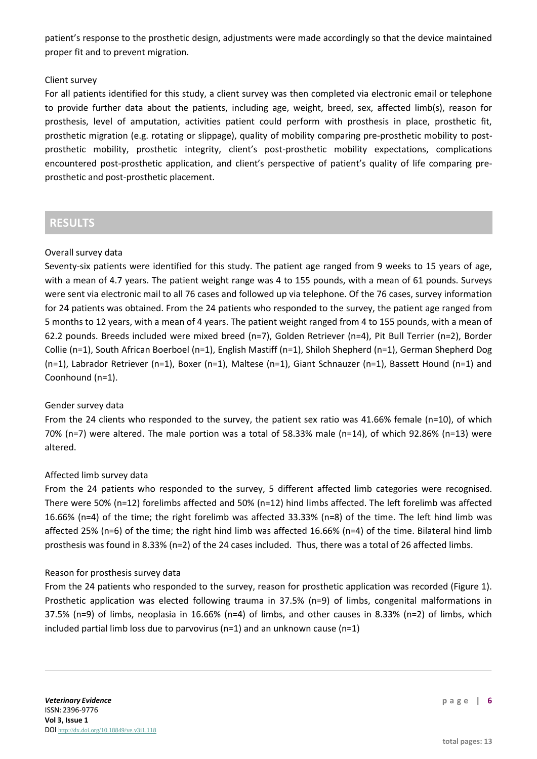patient's response to the prosthetic design, adjustments were made accordingly so that the device maintained proper fit and to prevent migration.

### Client survey

For all patients identified for this study, a client survey was then completed via electronic email or telephone to provide further data about the patients, including age, weight, breed, sex, affected limb(s), reason for prosthesis, level of amputation, activities patient could perform with prosthesis in place, prosthetic fit, prosthetic migration (e.g. rotating or slippage), quality of mobility comparing pre-prosthetic mobility to post-prosthetic mobility, prosthetic integrity, client's post-prosthetic mobility expectations, complications encountered post-prosthetic application, and client's perspective of patient's quality of life comparing pre-prosthetic and post-prosthetic placement.

## RESULTS

### Overall survey data

Seventy-six patients were identified for this study. The patient age ranged from 9 weeks to 15 years of age, with a mean of 4.7 years. The patient weight range was 4 to 155 pounds, with a mean of 61 pounds. Surveys were sent via electronic mail to all 76 cases and followed up via telephone. Of the 76 cases, survey information for 24 patients was obtained. From the 24 patients who responded to the survey, the patient age ranged from 5 months to 12 years, with a mean of 4 years. The patient weight ranged from 4 to 155 pounds, with a mean of 62.2 pounds. Breeds included were mixed breed (n=7), Golden Retriever (n=4), Pit Bull Terrier (n=2), Border Collie (n=1), South African Boerboel (n=1), English Mastiff (n=1), Shiloh Shepherd (n=1), German Shepherd Dog (n=1), Labrador Retriever (n=1), Boxer (n=1), Maltese (n=1), Giant Schnauzer (n=1), Bassett Hound (n=1) and Coonhound (n=1).

### Gender survey data

From the 24 clients who responded to the survey, the patient sex ratio was 41.66% female (n=10), of which 70% (n=7) were altered. The male portion was a total of 58.33% male (n=14), of which 92.86% (n=13) were altered.

### Affected limb survey data

From the 24 patients who responded to the survey, 5 different affected limb categories were recognised. There were 50% (n=12) forelimbs affected and 50% (n=12) hind limbs affected. The left forelimb was affected 16.66% (n=4) of the time; the right forelimb was affected 33.33% (n=8) of the time. The left hind limb was affected 25% (n=6) of the time; the right hind limb was affected 16.66% (n=4) of the time. Bilateral hind limb prosthesis was found in 8.33% (n=2) of the 24 cases included. Thus, there was a total of 26 affected limbs.

### Reason for prosthesis survey data

From the 24 patients who responded to the survey, reason for prosthetic application was recorded (Figure 1). Prosthetic application was elected following trauma in 37.5% (n=9) of limbs, congenital malformations in 37.5% (n=9) of limbs, neoplasia in 16.66% (n=4) of limbs, and other causes in 8.33% (n=2) of limbs, which included partial limb loss due to parvovirus (n=1) and an unknown cause (n=1)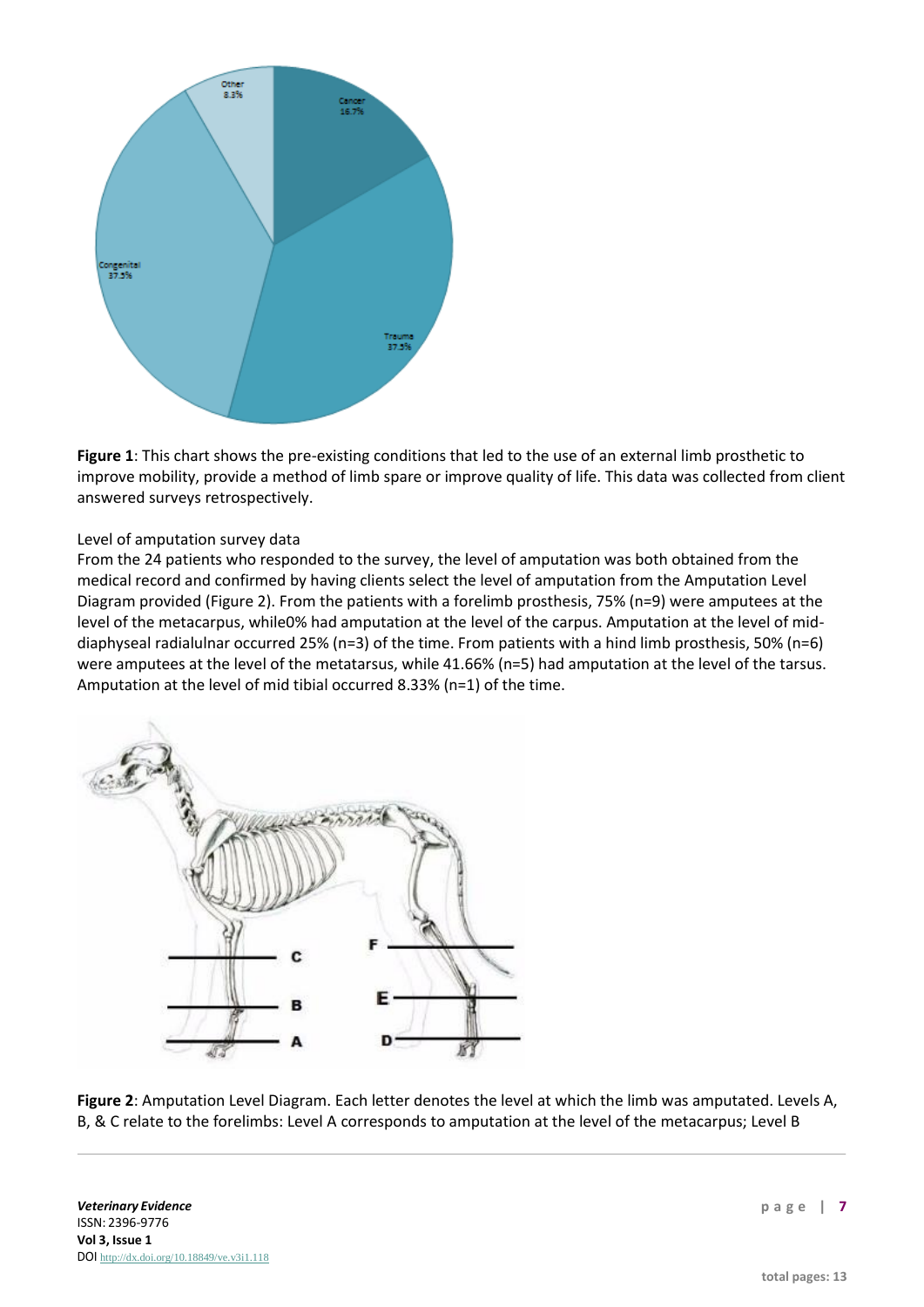**Figure 1**: This chart shows the pre-existing conditions that led to the use of an external limb prosthetic to improve mobility, provide a method of limb spare or improve quality of life. This data was collected from client answered surveys retrospectively.

Level of amputation survey data

From the 24 patients who responded to the survey, the level of amputation was both obtained from the medical record and confirmed by having clients select the level of amputation from the Amputation Level Diagram provided (Figure 2). From the patients with a forelimb prosthesis, 75% (n=9) were amputees at the level of the metacarpus, while0% had amputation at the level of the carpus. Amputation at the level of mid-diaphyseal radialulnar occurred 25% (n=3) of the time. From patients with a hind limb prosthesis, 50% (n=6) were amputees at the level of the metatarsus, while 41.66% (n=5) had amputation at the level of the tarsus. Amputation at the level of mid tibial occurred 8.33% (n=1) of the time.

**Figure 2**: Amputation Level Diagram. Each letter denotes the level at which the limb was amputated. Levels A, B, & C relate to the forelimbs: Level A corresponds to amputation at the level of the metacarpus; Level B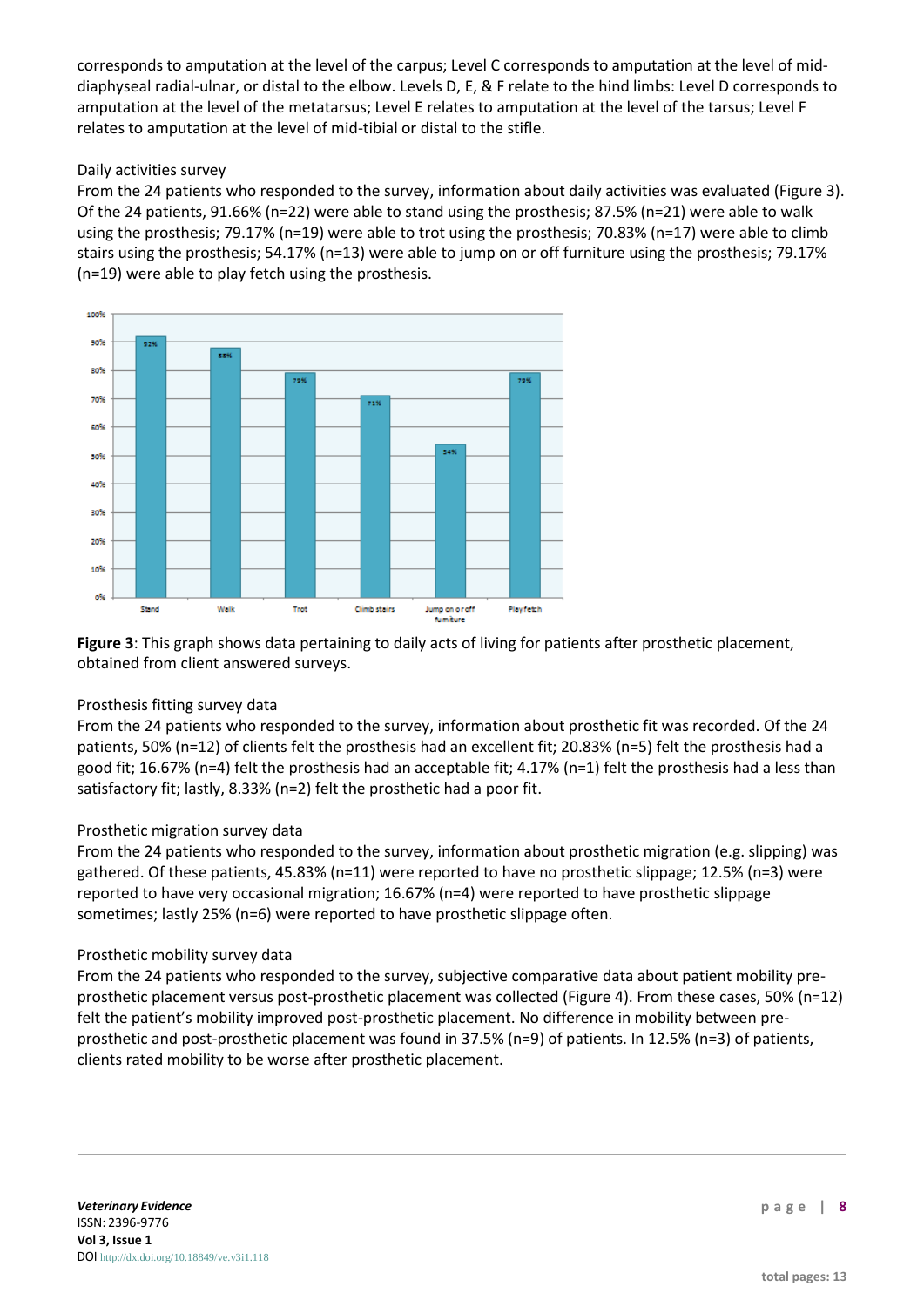corresponds to amputation at the level of the carpus; Level C corresponds to amputation at the level of mid-diaphyseal radial-ulnar, or distal to the elbow. Levels D, E, & F relate to the hind limbs: Level D corresponds to amputation at the level of the metatarsus; Level E relates to amputation at the level of the tarsus; Level F relates to amputation at the level of mid-tibial or distal to the stifle.

Daily activities survey

From the 24 patients who responded to the survey, information about daily activities was evaluated (Figure 3). Of the 24 patients, 91.66% (n=22) were able to stand using the prosthesis; 87.5% (n=21) were able to walk using the prosthesis; 79.17% (n=19) were able to trot using the prosthesis; 70.83% (n=17) were able to climb stairs using the prosthesis; 54.17% (n=13) were able to jump on or off furniture using the prosthesis; 79.17% (n=19) were able to play fetch using the prosthesis.

| Activity | Percentage |
|---|---|
| Stand | 92% |
| Walk | 88% |
| Trot | 79% |
| Climb stairs | 71% |
| Jump on or off furniture | 54% |
| Play fetch | 79% |

**Figure 3**: This graph shows data pertaining to daily acts of living for patients after prosthetic placement, obtained from client answered surveys.

Prosthesis fitting survey data

From the 24 patients who responded to the survey, information about prosthetic fit was recorded. Of the 24 patients, 50% (n=12) of clients felt the prosthesis had an excellent fit; 20.83% (n=5) felt the prosthesis had a good fit; 16.67% (n=4) felt the prosthesis had an acceptable fit; 4.17% (n=1) felt the prosthesis had a less than satisfactory fit; lastly, 8.33% (n=2) felt the prosthetic had a poor fit.

Prosthetic migration survey data

From the 24 patients who responded to the survey, information about prosthetic migration (e.g. slipping) was gathered. Of these patients, 45.83% (n=11) were reported to have no prosthetic slippage; 12.5% (n=3) were reported to have very occasional migration; 16.67% (n=4) were reported to have prosthetic slippage sometimes; lastly 25% (n=6) were reported to have prosthetic slippage often.

Prosthetic mobility survey data

From the 24 patients who responded to the survey, subjective comparative data about patient mobility pre-prosthetic placement versus post-prosthetic placement was collected (Figure 4). From these cases, 50% (n=12) felt the patient's mobility improved post-prosthetic placement. No difference in mobility between pre-prosthetic and post-prosthetic placement was found in 37.5% (n=9) of patients. In 12.5% (n=3) of patients, clients rated mobility to be worse after prosthetic placement.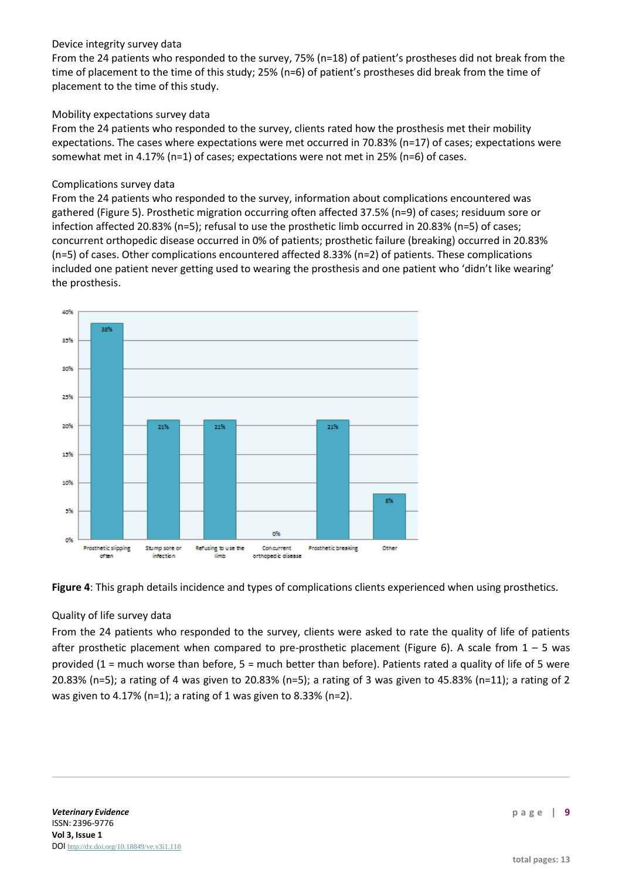Device integrity survey data

From the 24 patients who responded to the survey, 75% (n=18) of patient's prostheses did not break from the time of placement to the time of this study; 25% (n=6) of patient's prostheses did break from the time of placement to the time of this study.

Mobility expectations survey data

From the 24 patients who responded to the survey, clients rated how the prosthesis met their mobility expectations. The cases where expectations were met occurred in 70.83% (n=17) of cases; expectations were somewhat met in 4.17% (n=1) of cases; expectations were not met in 25% (n=6) of cases.

Complications survey data

From the 24 patients who responded to the survey, information about complications encountered was gathered (Figure 5). Prosthetic migration occurring often affected 37.5% (n=9) of cases; residuum sore or infection affected 20.83% (n=5); refusal to use the prosthetic limb occurred in 20.83% (n=5) of cases; concurrent orthopedic disease occurred in 0% of patients; prosthetic failure (breaking) occurred in 20.83% (n=5) of cases. Other complications encountered affected 8.33% (n=2) of patients. These complications included one patient never getting used to wearing the prosthesis and one patient who 'didn't like wearing' the prosthesis.

| Complication | Percentage |
|---|---|
| Prosthetic slipping often | 38% |
| Stump sore or infection | 21% |
| Refusing to use the limb | 21% |
| Concurrent orthopedic disease | 0% |
| Prosthetic breaking | 21% |
| Other | 8% |

**Figure 4**: This graph details incidence and types of complications clients experienced when using prosthetics.

Quality of life survey data

From the 24 patients who responded to the survey, clients were asked to rate the quality of life of patients after prosthetic placement when compared to pre-prosthetic placement (Figure 6). A scale from 1 – 5 was provided (1 = much worse than before, 5 = much better than before). Patients rated a quality of life of 5 were 20.83% (n=5); a rating of 4 was given to 20.83% (n=5); a rating of 3 was given to 45.83% (n=11); a rating of 2 was given to 4.17% (n=1); a rating of 1 was given to 8.33% (n=2).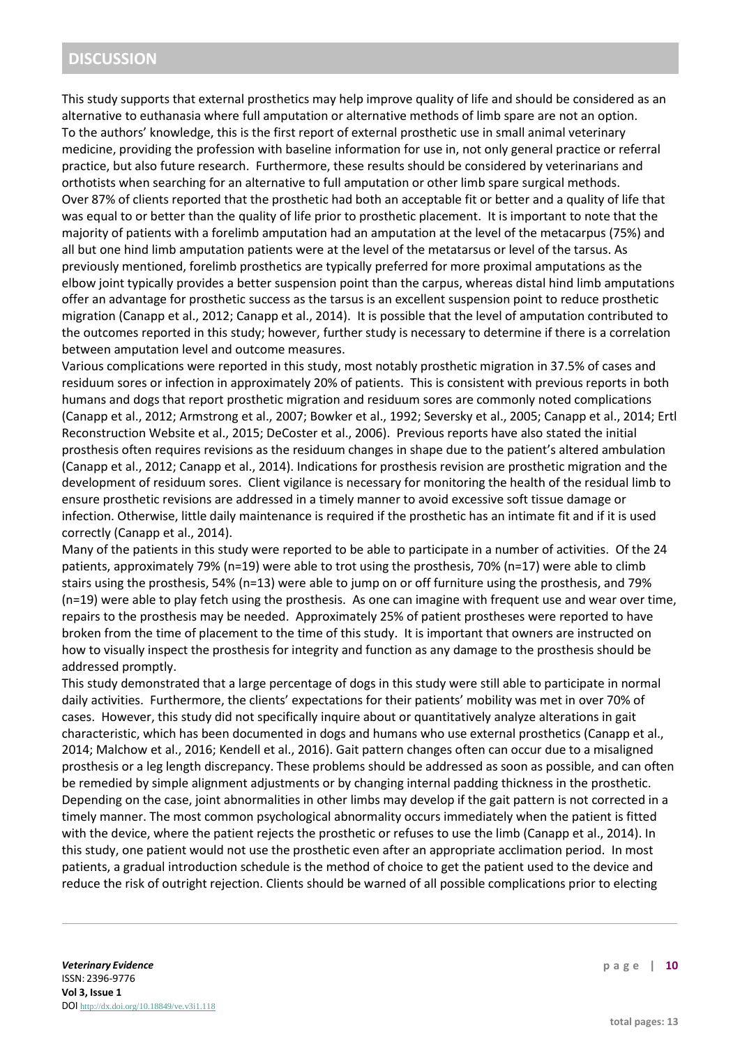## DISCUSSION

This study supports that external prosthetics may help improve quality of life and should be considered as an alternative to euthanasia where full amputation or alternative methods of limb spare are not an option. To the authors' knowledge, this is the first report of external prosthetic use in small animal veterinary medicine, providing the profession with baseline information for use in, not only general practice or referral practice, but also future research. Furthermore, these results should be considered by veterinarians and orthotists when searching for an alternative to full amputation or other limb spare surgical methods.

Over 87% of clients reported that the prosthetic had both an acceptable fit or better and a quality of life that was equal to or better than the quality of life prior to prosthetic placement. It is important to note that the majority of patients with a forelimb amputation had an amputation at the level of the metacarpus (75%) and all but one hind limb amputation patients were at the level of the metatarsus or level of the tarsus. As previously mentioned, forelimb prosthetics are typically preferred for more proximal amputations as the elbow joint typically provides a better suspension point than the carpus, whereas distal hind limb amputations offer an advantage for prosthetic success as the tarsus is an excellent suspension point to reduce prosthetic migration (Canapp et al., 2012; Canapp et al., 2014). It is possible that the level of amputation contributed to the outcomes reported in this study; however, further study is necessary to determine if there is a correlation between amputation level and outcome measures.

Various complications were reported in this study, most notably prosthetic migration in 37.5% of cases and residuum sores or infection in approximately 20% of patients. This is consistent with previous reports in both humans and dogs that report prosthetic migration and residuum sores are commonly noted complications (Canapp et al., 2012; Armstrong et al., 2007; Bowker et al., 1992; Seversky et al., 2005; Canapp et al., 2014; Ertl Reconstruction Website et al., 2015; DeCoster et al., 2006). Previous reports have also stated the initial prosthesis often requires revisions as the residuum changes in shape due to the patient's altered ambulation (Canapp et al., 2012; Canapp et al., 2014). Indications for prosthesis revision are prosthetic migration and the development of residuum sores. Client vigilance is necessary for monitoring the health of the residual limb to ensure prosthetic revisions are addressed in a timely manner to avoid excessive soft tissue damage or infection. Otherwise, little daily maintenance is required if the prosthetic has an intimate fit and if it is used correctly (Canapp et al., 2014).

Many of the patients in this study were reported to be able to participate in a number of activities. Of the 24 patients, approximately 79% (n=19) were able to trot using the prosthesis, 70% (n=17) were able to climb stairs using the prosthesis, 54% (n=13) were able to jump on or off furniture using the prosthesis, and 79% (n=19) were able to play fetch using the prosthesis. As one can imagine with frequent use and wear over time, repairs to the prosthesis may be needed. Approximately 25% of patient prostheses were reported to have broken from the time of placement to the time of this study. It is important that owners are instructed on how to visually inspect the prosthesis for integrity and function as any damage to the prosthesis should be addressed promptly.

This study demonstrated that a large percentage of dogs in this study were still able to participate in normal daily activities. Furthermore, the clients' expectations for their patients' mobility was met in over 70% of cases. However, this study did not specifically inquire about or quantitatively analyze alterations in gait characteristic, which has been documented in dogs and humans who use external prosthetics (Canapp et al., 2014; Malchow et al., 2016; Kendell et al., 2016). Gait pattern changes often can occur due to a misaligned prosthesis or a leg length discrepancy. These problems should be addressed as soon as possible, and can often be remedied by simple alignment adjustments or by changing internal padding thickness in the prosthetic. Depending on the case, joint abnormalities in other limbs may develop if the gait pattern is not corrected in a timely manner. The most common psychological abnormality occurs immediately when the patient is fitted with the device, where the patient rejects the prosthetic or refuses to use the limb (Canapp et al., 2014). In this study, one patient would not use the prosthetic even after an appropriate acclimation period. In most patients, a gradual introduction schedule is the method of choice to get the patient used to the device and reduce the risk of outright rejection. Clients should be warned of all possible complications prior to electing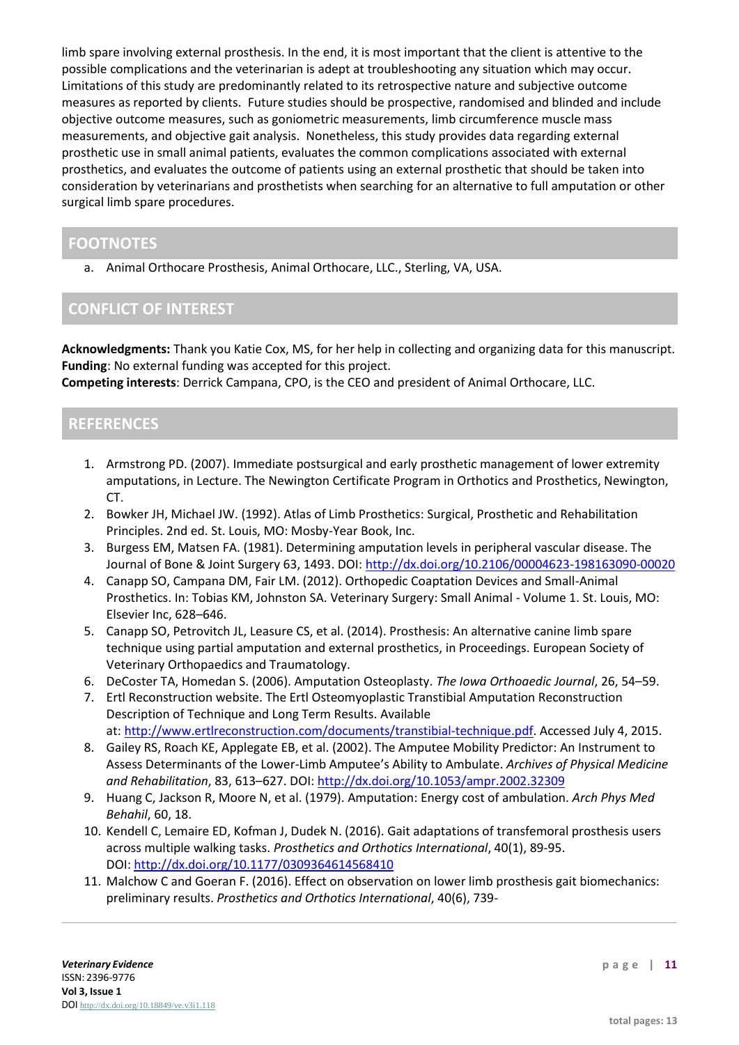limb spare involving external prosthesis. In the end, it is most important that the client is attentive to the possible complications and the veterinarian is adept at troubleshooting any situation which may occur. Limitations of this study are predominantly related to its retrospective nature and subjective outcome measures as reported by clients. Future studies should be prospective, randomised and blinded and include objective outcome measures, such as goniometric measurements, limb circumference muscle mass measurements, and objective gait analysis. Nonetheless, this study provides data regarding external prosthetic use in small animal patients, evaluates the common complications associated with external prosthetics, and evaluates the outcome of patients using an external prosthetic that should be taken into consideration by veterinarians and prosthetists when searching for an alternative to full amputation or other surgical limb spare procedures.

## FOOTNOTES

a. Animal Orthocare Prosthesis, Animal Orthocare, LLC., Sterling, VA, USA.

## CONFLICT OF INTEREST

**Acknowledgments:** Thank you Katie Cox, MS, for her help in collecting and organizing data for this manuscript.
**Funding**: No external funding was accepted for this project.
**Competing interests**: Derrick Campana, CPO, is the CEO and president of Animal Orthocare, LLC.

## REFERENCES

1. Armstrong PD. (2007). Immediate postsurgical and early prosthetic management of lower extremity amputations, in Lecture. The Newington Certificate Program in Orthotics and Prosthetics, Newington, CT.
2. Bowker JH, Michael JW. (1992). Atlas of Limb Prosthetics: Surgical, Prosthetic and Rehabilitation Principles. 2nd ed. St. Louis, MO: Mosby-Year Book, Inc.
3. Burgess EM, Matsen FA. (1981). Determining amputation levels in peripheral vascular disease. The Journal of Bone & Joint Surgery 63, 1493. DOI: http://dx.doi.org/10.2106/00004623-198163090-00020
4. Canapp SO, Campana DM, Fair LM. (2012). Orthopedic Coaptation Devices and Small-Animal Prosthetics. In: Tobias KM, Johnston SA. Veterinary Surgery: Small Animal - Volume 1. St. Louis, MO: Elsevier Inc, 628–646.
5. Canapp SO, Petrovitch JL, Leasure CS, et al. (2014). Prosthesis: An alternative canine limb spare technique using partial amputation and external prosthetics, in Proceedings. European Society of Veterinary Orthopaedics and Traumatology.
6. DeCoster TA, Homedan S. (2006). Amputation Osteoplasty. *The Iowa Orthoaedic Journal*, 26, 54–59.
7. Ertl Reconstruction website. The Ertl Osteomyoplastic Transtibial Amputation Reconstruction Description of Technique and Long Term Results. Available at: http://www.ertlreconstruction.com/documents/transtibial-technique.pdf. Accessed July 4, 2015.
8. Gailey RS, Roach KE, Applegate EB, et al. (2002). The Amputee Mobility Predictor: An Instrument to Assess Determinants of the Lower-Limb Amputee's Ability to Ambulate. *Archives of Physical Medicine and Rehabilitation*, 83, 613–627. DOI: http://dx.doi.org/10.1053/ampr.2002.32309
9. Huang C, Jackson R, Moore N, et al. (1979). Amputation: Energy cost of ambulation. *Arch Phys Med Behahil*, 60, 18.
10. Kendell C, Lemaire ED, Kofman J, Dudek N. (2016). Gait adaptations of transfemoral prosthesis users across multiple walking tasks. *Prosthetics and Orthotics International*, 40(1), 89-95. DOI: http://dx.doi.org/10.1177/0309364614568410
11. Malchow C and Goeran F. (2016). Effect on observation on lower limb prosthesis gait biomechanics: preliminary results. *Prosthetics and Orthotics International*, 40(6), 739-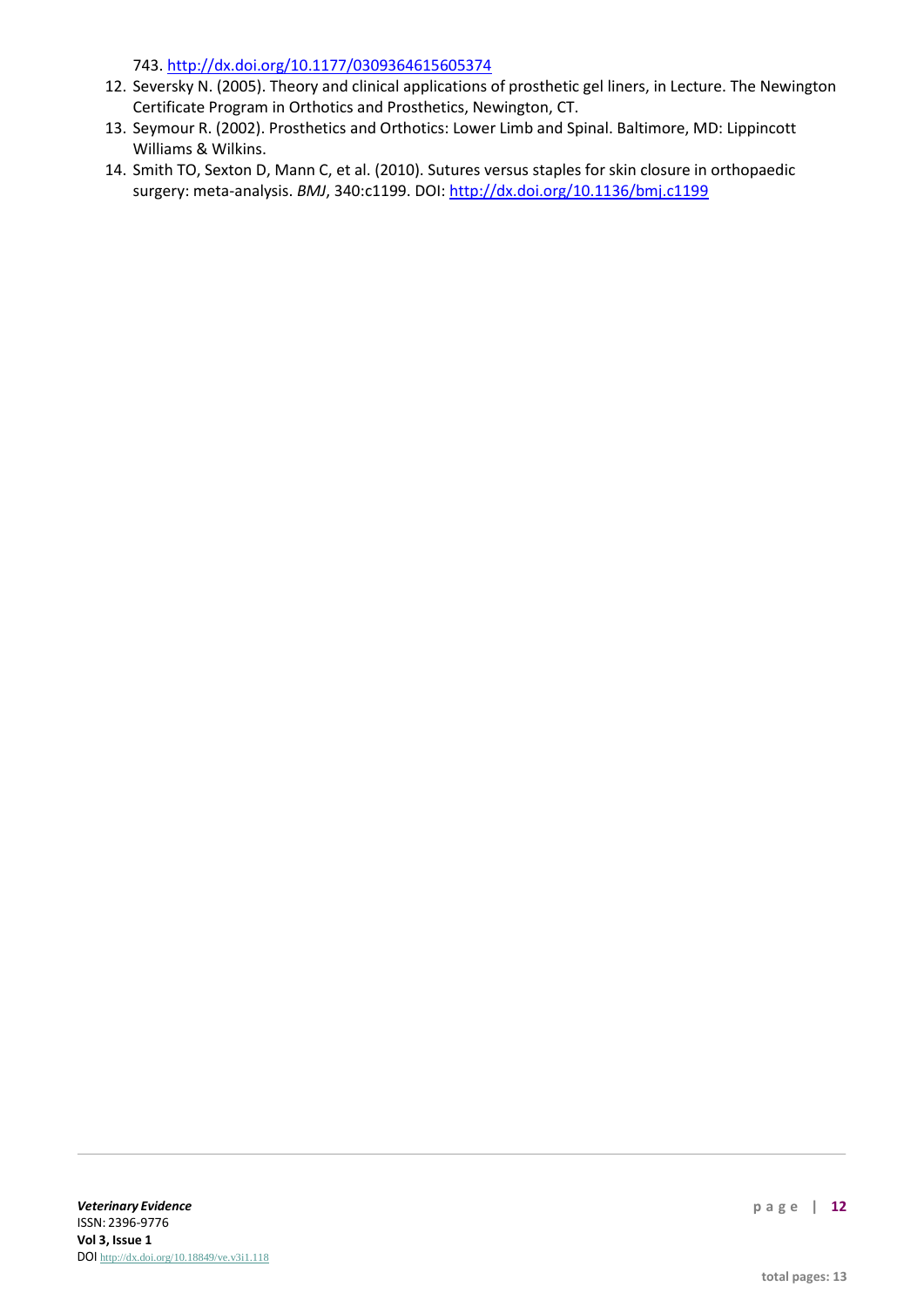743. http://dx.doi.org/10.1177/0309364615605374

12. Seversky N. (2005). Theory and clinical applications of prosthetic gel liners, in Lecture. The Newington Certificate Program in Orthotics and Prosthetics, Newington, CT.
13. Seymour R. (2002). Prosthetics and Orthotics: Lower Limb and Spinal. Baltimore, MD: Lippincott Williams & Wilkins.
14. Smith TO, Sexton D, Mann C, et al. (2010). Sutures versus staples for skin closure in orthopaedic surgery: meta-analysis. *BMJ*, 340:c1199. DOI: http://dx.doi.org/10.1136/bmj.c1199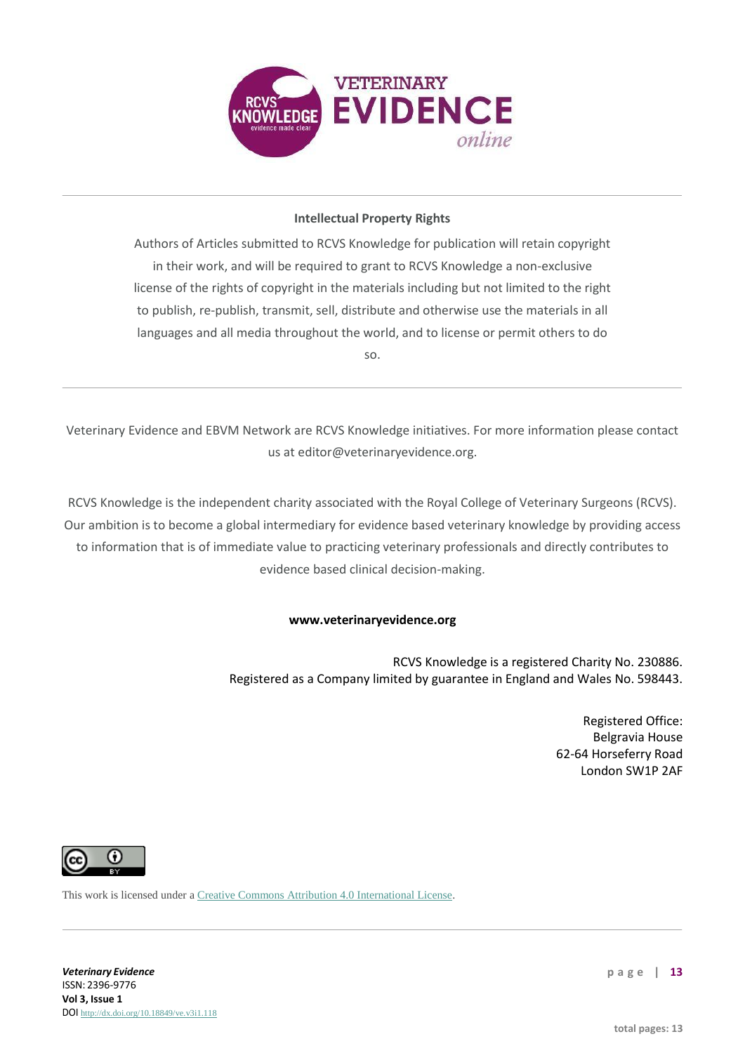**Intellectual Property Rights**

Authors of Articles submitted to RCVS Knowledge for publication will retain copyright in their work, and will be required to grant to RCVS Knowledge a non-exclusive license of the rights of copyright in the materials including but not limited to the right to publish, re-publish, transmit, sell, distribute and otherwise use the materials in all languages and all media throughout the world, and to license or permit others to do so.

---

Veterinary Evidence and EBVM Network are RCVS Knowledge initiatives. For more information please contact us at editor@veterinaryevidence.org.

RCVS Knowledge is the independent charity associated with the Royal College of Veterinary Surgeons (RCVS). Our ambition is to become a global intermediary for evidence based veterinary knowledge by providing access to information that is of immediate value to practicing veterinary professionals and directly contributes to evidence based clinical decision-making.

**www.veterinaryevidence.org**

RCVS Knowledge is a registered Charity No. 230886.
Registered as a Company limited by guarantee in England and Wales No. 598443.

Registered Office:
Belgravia House
62-64 Horseferry Road
London SW1P 2AF

This work is licensed under a [Creative Commons Attribution 4.0 International License](http://creativecommons.org/licenses/by/4.0/).